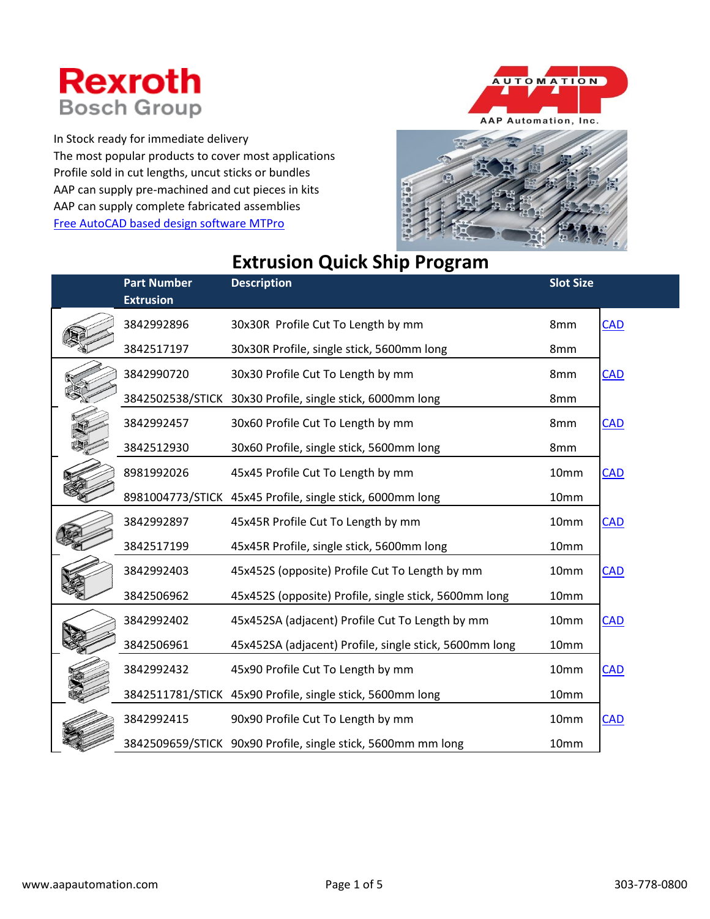Rexroth
Bosch Group

AAP Automation, Inc.

In Stock ready for immediate delivery
The most popular products to cover most applications
Profile sold in cut lengths, uncut sticks or bundles
AAP can supply pre-machined and cut pieces in kits
AAP can supply complete fabricated assemblies
[Free AutoCAD based design software MTPro]

# Extrusion Quick Ship Program

| Part Number Extrusion | Description | Slot Size | |
|---|---|---|---|
| 3842992896 | 30x30R  Profile Cut To Length by mm | 8mm | CAD |
| 3842517197 | 30x30R Profile, single stick, 5600mm long | 8mm | |
| 3842990720 | 30x30 Profile Cut To Length by mm | 8mm | CAD |
| 3842502538/STICK | 30x30 Profile, single stick, 6000mm long | 8mm | |
| 3842992457 | 30x60 Profile Cut To Length by mm | 8mm | CAD |
| 3842512930 | 30x60 Profile, single stick, 5600mm long | 8mm | |
| 8981992026 | 45x45 Profile Cut To Length by mm | 10mm | CAD |
| 8981004773/STICK | 45x45 Profile, single stick, 6000mm long | 10mm | |
| 3842992897 | 45x45R Profile Cut To Length by mm | 10mm | CAD |
| 3842517199 | 45x45R Profile, single stick, 5600mm long | 10mm | |
| 3842992403 | 45x452S (opposite) Profile Cut To Length by mm | 10mm | CAD |
| 3842506962 | 45x452S (opposite) Profile, single stick, 5600mm long | 10mm | |
| 3842992402 | 45x452SA (adjacent) Profile Cut To Length by mm | 10mm | CAD |
| 3842506961 | 45x452SA (adjacent) Profile, single stick, 5600mm long | 10mm | |
| 3842992432 | 45x90 Profile Cut To Length by mm | 10mm | CAD |
| 3842511781/STICK | 45x90 Profile, single stick, 5600mm long | 10mm | |
| 3842992415 | 90x90 Profile Cut To Length by mm | 10mm | CAD |
| 3842509659/STICK | 90x90 Profile, single stick, 5600mm mm long | 10mm | |

www.aapautomation.com

303-778-0800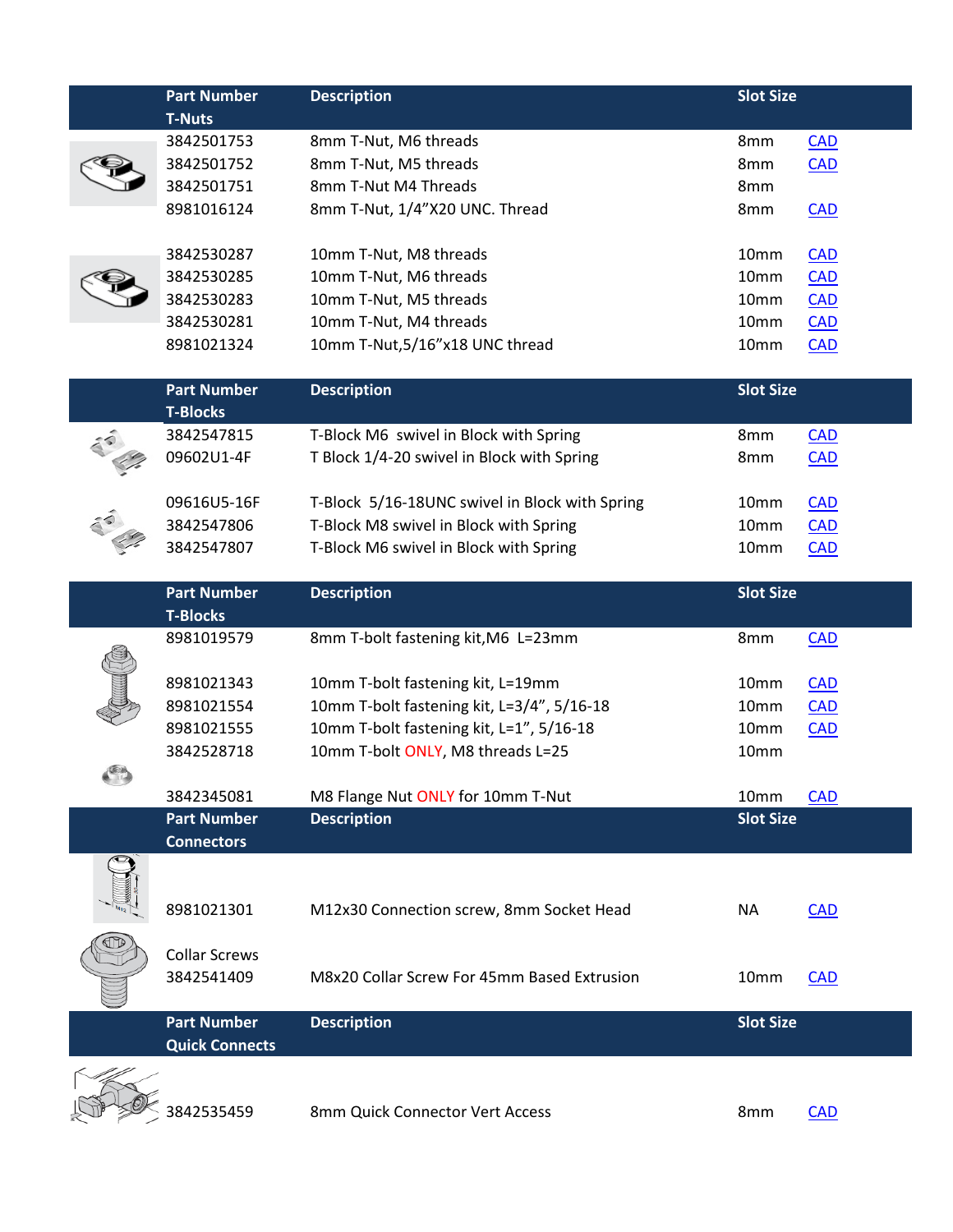| Part Number T-Nuts | Description | Slot Size | |
|---|---|---|---|
| 3842501753 | 8mm T-Nut, M6 threads | 8mm | CAD |
| 3842501752 | 8mm T-Nut, M5 threads | 8mm | CAD |
| 3842501751 | 8mm T-Nut M4 Threads | 8mm | |
| 8981016124 | 8mm T-Nut, 1/4"X20 UNC. Thread | 8mm | CAD |
| 3842530287 | 10mm T-Nut, M8 threads | 10mm | CAD |
| 3842530285 | 10mm T-Nut, M6 threads | 10mm | CAD |
| 3842530283 | 10mm T-Nut, M5 threads | 10mm | CAD |
| 3842530281 | 10mm T-Nut, M4 threads | 10mm | CAD |
| 8981021324 | 10mm T-Nut,5/16"x18 UNC thread | 10mm | CAD |

| Part Number T-Blocks | Description | Slot Size | |
|---|---|---|---|
| 3842547815 | T-Block M6 swivel in Block with Spring | 8mm | CAD |
| 09602U1-4F | T Block 1/4-20 swivel in Block with Spring | 8mm | CAD |
| 09616U5-16F | T-Block 5/16-18UNC swivel in Block with Spring | 10mm | CAD |
| 3842547806 | T-Block M8 swivel in Block with Spring | 10mm | CAD |
| 3842547807 | T-Block M6 swivel in Block with Spring | 10mm | CAD |

| Part Number T-Blocks | Description | Slot Size | |
|---|---|---|---|
| 8981019579 | 8mm T-bolt fastening kit,M6 L=23mm | 8mm | CAD |
| 8981021343 | 10mm T-bolt fastening kit, L=19mm | 10mm | CAD |
| 8981021554 | 10mm T-bolt fastening kit, L=3/4", 5/16-18 | 10mm | CAD |
| 8981021555 | 10mm T-bolt fastening kit, L=1", 5/16-18 | 10mm | CAD |
| 3842528718 | 10mm T-bolt ONLY, M8 threads L=25 | 10mm | |
| 3842345081 | M8 Flange Nut ONLY for 10mm T-Nut | 10mm | CAD |

| Part Number Connectors | Description | Slot Size | |
|---|---|---|---|
| 8981021301 | M12x30 Connection screw, 8mm Socket Head | NA | CAD |
| Collar Screws 3842541409 | M8x20 Collar Screw For 45mm Based Extrusion | 10mm | CAD |

| Part Number Quick Connects | Description | Slot Size | |
|---|---|---|---|
| 3842535459 | 8mm Quick Connector Vert Access | 8mm | CAD |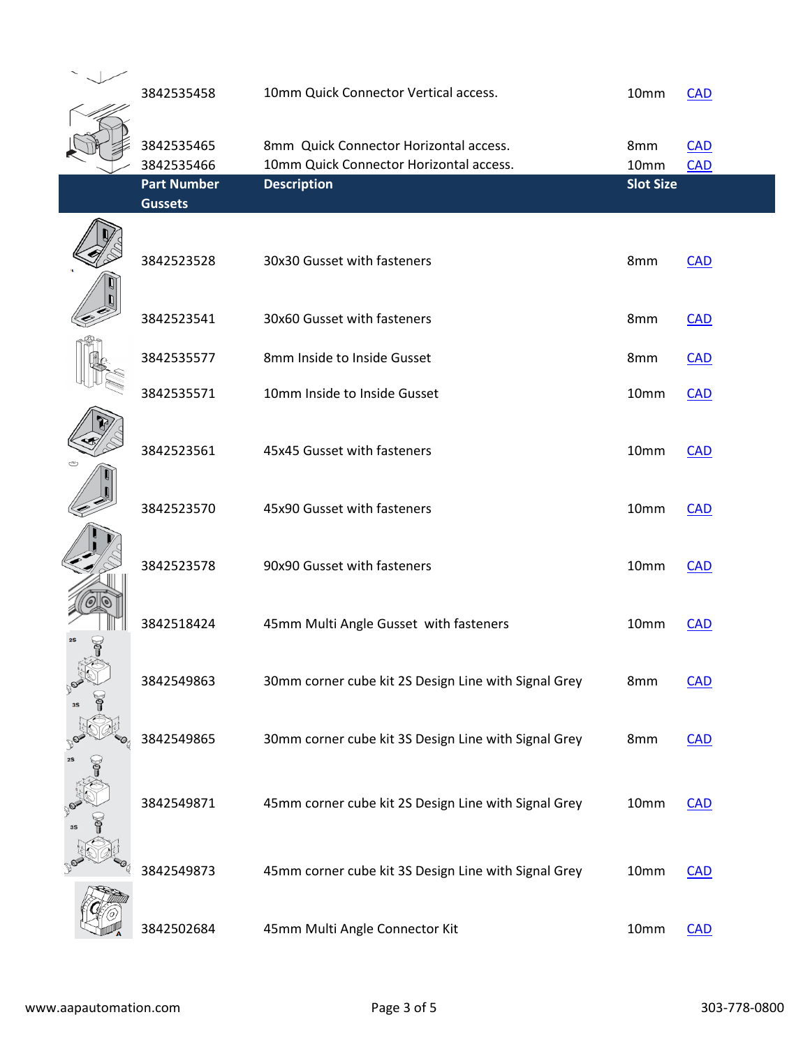| | | | |
|---|---|---|---|
| 3842535458 | 10mm Quick Connector Vertical access. | 10mm | CAD |
| 3842535465 | 8mm Quick Connector Horizontal access. | 8mm | CAD |
| 3842535466 | 10mm Quick Connector Horizontal access. | 10mm | CAD |

| Part Number Gussets | Description | Slot Size | |
|---|---|---|---|
| 3842523528 | 30x30 Gusset with fasteners | 8mm | CAD |
| 3842523541 | 30x60 Gusset with fasteners | 8mm | CAD |
| 3842535577 | 8mm Inside to Inside Gusset | 8mm | CAD |
| 3842535571 | 10mm Inside to Inside Gusset | 10mm | CAD |
| 3842523561 | 45x45 Gusset with fasteners | 10mm | CAD |
| 3842523570 | 45x90 Gusset with fasteners | 10mm | CAD |
| 3842523578 | 90x90 Gusset with fasteners | 10mm | CAD |
| 3842518424 | 45mm Multi Angle Gusset with fasteners | 10mm | CAD |
| 3842549863 | 30mm corner cube kit 2S Design Line with Signal Grey | 8mm | CAD |
| 3842549865 | 30mm corner cube kit 3S Design Line with Signal Grey | 8mm | CAD |
| 3842549871 | 45mm corner cube kit 2S Design Line with Signal Grey | 10mm | CAD |
| 3842549873 | 45mm corner cube kit 3S Design Line with Signal Grey | 10mm | CAD |
| 3842502684 | 45mm Multi Angle Connector Kit | 10mm | CAD |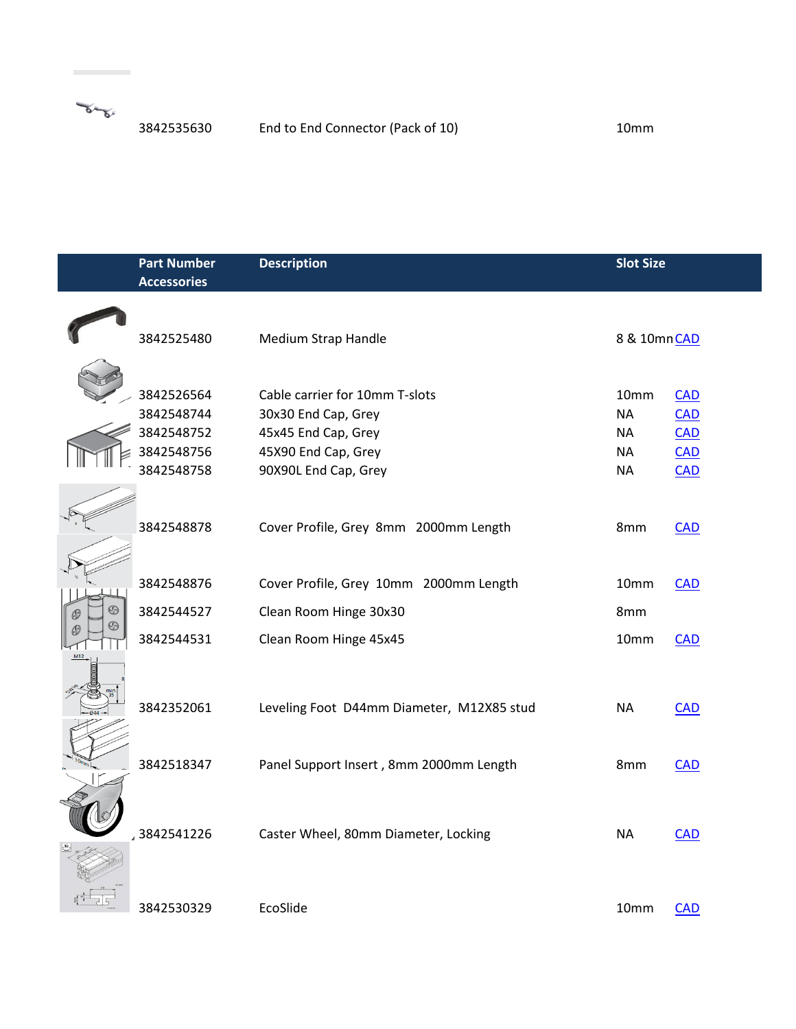| | | |
|---|---|---|
| 3842535630 | End to End Connector (Pack of 10) | 10mm |

| Part Number Accessories | Description | Slot Size | |
|---|---|---|---|
| 3842525480 | Medium Strap Handle | 8 & 10mn | CAD |
| 3842526564 | Cable carrier for 10mm T-slots | 10mm | CAD |
| 3842548744 | 30x30 End Cap, Grey | NA | CAD |
| 3842548752 | 45x45 End Cap, Grey | NA | CAD |
| 3842548756 | 45X90 End Cap, Grey | NA | CAD |
| 3842548758 | 90X90L End Cap, Grey | NA | CAD |
| 3842548878 | Cover Profile, Grey 8mm 2000mm Length | 8mm | CAD |
| 3842548876 | Cover Profile, Grey 10mm 2000mm Length | 10mm | CAD |
| 3842544527 | Clean Room Hinge 30x30 | 8mm | |
| 3842544531 | Clean Room Hinge 45x45 | 10mm | CAD |
| 3842352061 | Leveling Foot D44mm Diameter, M12X85 stud | NA | CAD |
| 3842518347 | Panel Support Insert , 8mm 2000mm Length | 8mm | CAD |
| 3842541226 | Caster Wheel, 80mm Diameter, Locking | NA | CAD |
| 3842530329 | EcoSlide | 10mm | CAD |